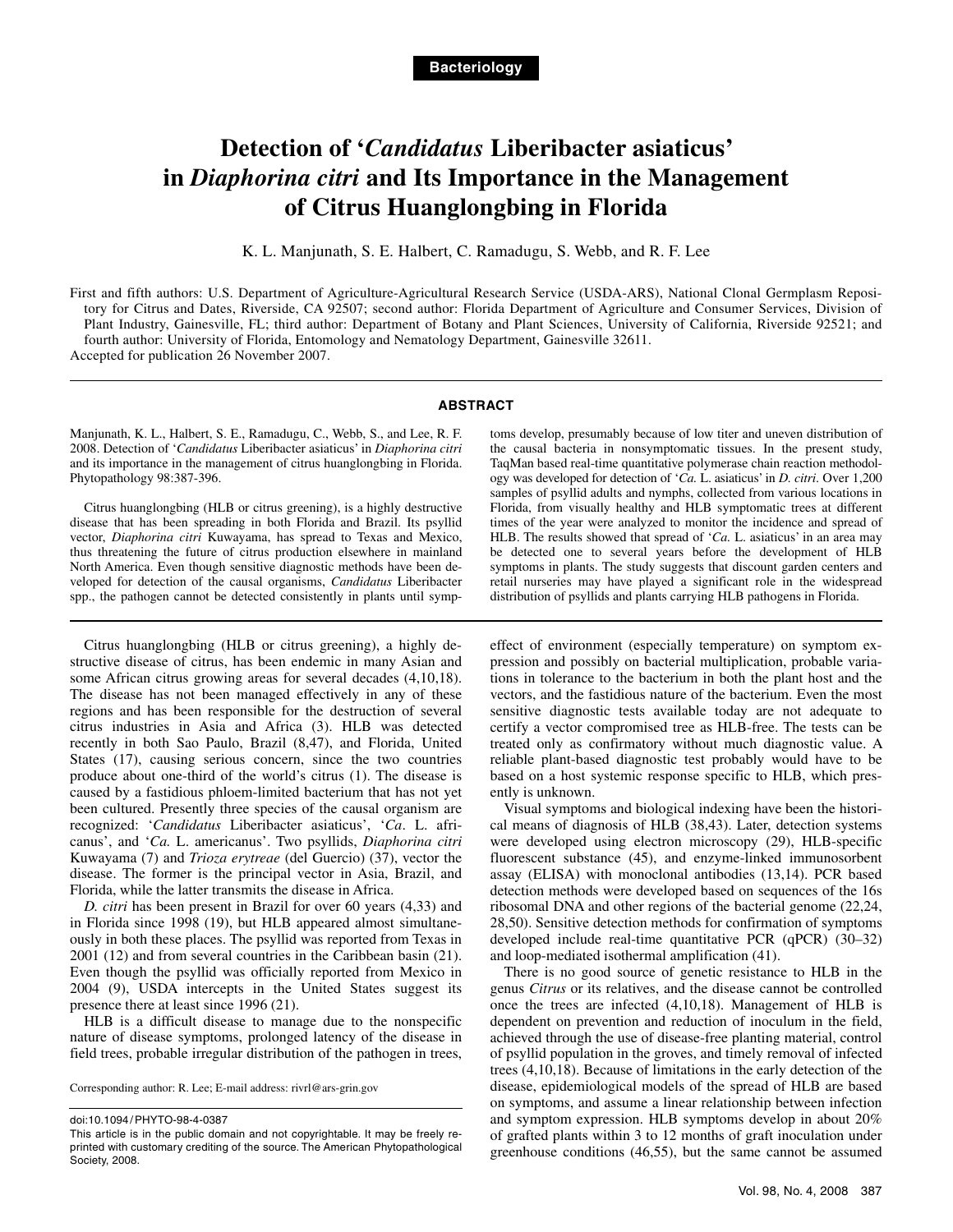Bacteriology

# Detection of '*Candidatus* Liberibacter asiaticus' in *Diaphorina citri* and Its Importance in the Management of Citrus Huanglongbing in Florida

K. L. Manjunath, S. E. Halbert, C. Ramadugu, S. Webb, and R. F. Lee

First and fifth authors: U.S. Department of Agriculture-Agricultural Research Service (USDA-ARS), National Clonal Germplasm Repository for Citrus and Dates, Riverside, CA 92507; second author: Florida Department of Agriculture and Consumer Services, Division of Plant Industry, Gainesville, FL; third author: Department of Botany and Plant Sciences, University of California, Riverside 92521; and fourth author: University of Florida, Entomology and Nematology Department, Gainesville 32611.

Accepted for publication 26 November 2007.

## ABSTRACT

Manjunath, K. L., Halbert, S. E., Ramadugu, C., Webb, S., and Lee, R. F. 2008. Detection of '*Candidatus* Liberibacter asiaticus' in *Diaphorina citri* and its importance in the management of citrus huanglongbing in Florida. Phytopathology 98:387-396.

Citrus huanglongbing (HLB or citrus greening), is a highly destructive disease that has been spreading in both Florida and Brazil. Its psyllid vector, *Diaphorina citri* Kuwayama, has spread to Texas and Mexico, thus threatening the future of citrus production elsewhere in mainland North America. Even though sensitive diagnostic methods have been developed for detection of the causal organisms, *Candidatus* Liberibacter spp., the pathogen cannot be detected consistently in plants until symptoms develop, presumably because of low titer and uneven distribution of the causal bacteria in nonsymptomatic tissues. In the present study, TaqMan based real-time quantitative polymerase chain reaction methodology was developed for detection of '*Ca.* L. asiaticus' in *D. citri*. Over 1,200 samples of psyllid adults and nymphs, collected from various locations in Florida, from visually healthy and HLB symptomatic trees at different times of the year were analyzed to monitor the incidence and spread of HLB. The results showed that spread of '*Ca.* L. asiaticus' in an area may be detected one to several years before the development of HLB symptoms in plants. The study suggests that discount garden centers and retail nurseries may have played a significant role in the widespread distribution of psyllids and plants carrying HLB pathogens in Florida.

Citrus huanglongbing (HLB or citrus greening), a highly destructive disease of citrus, has been endemic in many Asian and some African citrus growing areas for several decades (4,10,18). The disease has not been managed effectively in any of these regions and has been responsible for the destruction of several citrus industries in Asia and Africa (3). HLB was detected recently in both Sao Paulo, Brazil (8,47), and Florida, United States (17), causing serious concern, since the two countries produce about one-third of the world's citrus (1). The disease is caused by a fastidious phloem-limited bacterium that has not yet been cultured. Presently three species of the causal organism are recognized: '*Candidatus* Liberibacter asiaticus', '*Ca*. L. africanus', and '*Ca.* L. americanus'. Two psyllids, *Diaphorina citri* Kuwayama (7) and *Trioza erytreae* (del Guercio) (37), vector the disease. The former is the principal vector in Asia, Brazil, and Florida, while the latter transmits the disease in Africa.

*D. citri* has been present in Brazil for over 60 years (4,33) and in Florida since 1998 (19). HLB appeared almost simultaneously in both these places. The psyllid was reported from Texas in 2001 (12) and from several countries in the Caribbean basin (21). Even though the psyllid was officially reported from Mexico in 2004 (9), USDA intercepts in the United States suggest its presence there at least since 1996 (21).

HLB is a difficult disease to manage due to the nonspecific nature of disease symptoms, prolonged latency of the disease in field trees, probable irregular distribution of the pathogen in trees, effect of environment (especially temperature) on symptom expression and possibly on bacterial multiplication, probable variations in tolerance to the bacterium in both the plant host and the vectors, and the fastidious nature of the bacterium. Even the most sensitive diagnostic tests available today are not adequate to certify a vector compromised tree as HLB-free. The tests can be treated only as confirmatory without much diagnostic value. A reliable plant-based diagnostic test probably would have to be based on a host systemic response specific to HLB, which presently is unknown.

Visual symptoms and biological indexing have been the historical means of diagnosis of HLB (38,43). Later, detection systems were developed using electron microscopy (29), HLB-specific fluorescent substance (45), and enzyme-linked immunosorbent assay (ELISA) with monoclonal antibodies (13,14). PCR based detection methods were developed based on sequences of the 16s ribosomal DNA and other regions of the bacterial genome (22,24, 28,50). Sensitive detection methods for confirmation of symptoms developed include real-time quantitative PCR (qPCR) (30–32) and loop-mediated isothermal amplification (41).

There is no good source of genetic resistance to HLB in the genus *Citrus* or its relatives, and the disease cannot be controlled once the trees are infected (4,10,18). Management of HLB is dependent on prevention and reduction of inoculum in the field, achieved through the use of disease-free planting material, control of psyllid population in the groves, and timely removal of infected trees (4,10,18). Because of limitations in the early detection of the disease, epidemiological models of the spread of HLB are based on symptoms, and assume a linear relationship between infection and symptom expression. HLB symptoms develop in about 20% of grafted plants within 3 to 12 months of graft inoculation under greenhouse conditions (46,55), but the same cannot be assumed

Corresponding author: R. Lee; E-mail address: rivrl@ars-grin.gov

doi:10.1094/PHYTO-98-4-0387

This article is in the public domain and not copyrightable. It may be freely reprinted with customary crediting of the source. The American Phytopathological Society, 2008.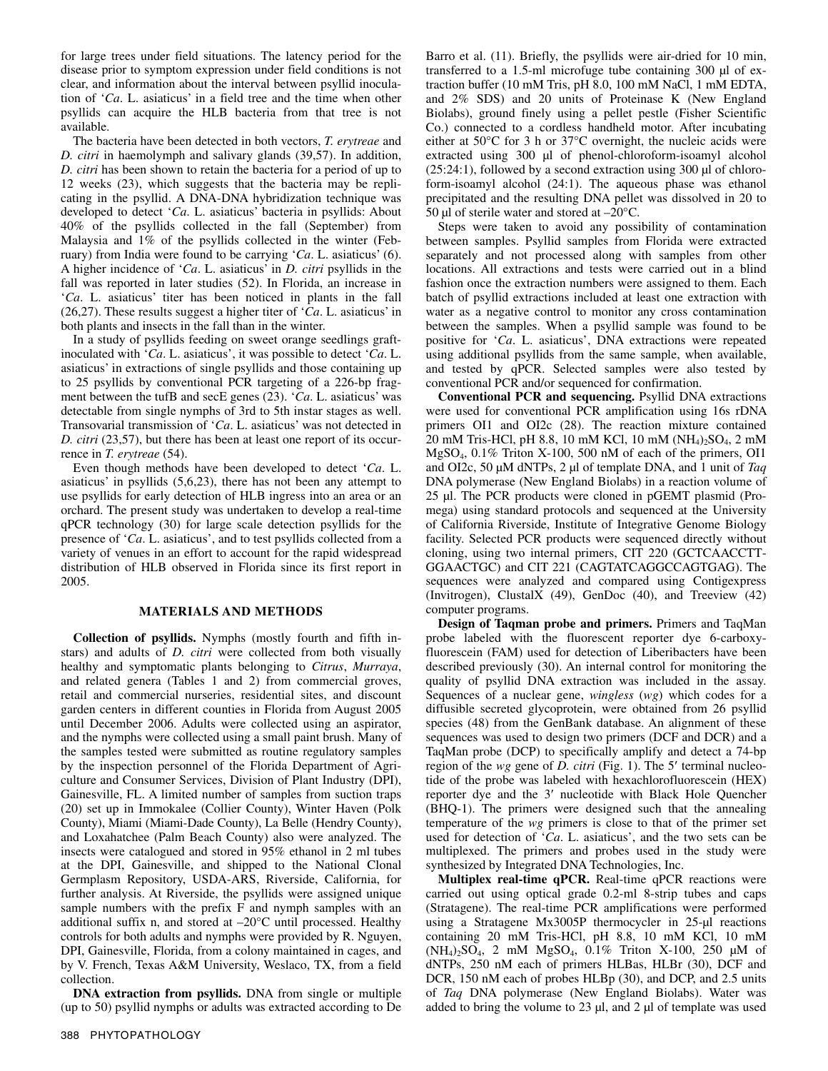for large trees under field situations. The latency period for the disease prior to symptom expression under field conditions is not clear, and information about the interval between psyllid inoculation of '*Ca*. L. asiaticus' in a field tree and the time when other psyllids can acquire the HLB bacteria from that tree is not available.

The bacteria have been detected in both vectors, *T. erytreae* and *D. citri* in haemolymph and salivary glands (39,57). In addition, *D. citri* has been shown to retain the bacteria for a period of up to 12 weeks (23), which suggests that the bacteria may be replicating in the psyllid. A DNA-DNA hybridization technique was developed to detect '*Ca*. L. asiaticus' bacteria in psyllids: About 40% of the psyllids collected in the fall (September) from Malaysia and 1% of the psyllids collected in the winter (February) from India were found to be carrying '*Ca*. L. asiaticus' (6). A higher incidence of '*Ca*. L. asiaticus' in *D. citri* psyllids in the fall was reported in later studies (52). In Florida, an increase in '*Ca*. L. asiaticus' titer has been noticed in plants in the fall (26,27). These results suggest a higher titer of '*Ca*. L. asiaticus' in both plants and insects in the fall than in the winter.

In a study of psyllids feeding on sweet orange seedlings graft-inoculated with '*Ca*. L. asiaticus', it was possible to detect '*Ca*. L. asiaticus' in extractions of single psyllids and those containing up to 25 psyllids by conventional PCR targeting of a 226-bp fragment between the tufB and secE genes (23). '*Ca*. L. asiaticus' was detectable from single nymphs of 3rd to 5th instar stages as well. Transovarial transmission of '*Ca*. L. asiaticus' was not detected in *D. citri* (23,57), but there has been at least one report of its occurrence in *T. erytreae* (54).

Even though methods have been developed to detect '*Ca*. L. asiaticus' in psyllids (5,6,23), there has not been any attempt to use psyllids for early detection of HLB ingress into an area or an orchard. The present study was undertaken to develop a real-time qPCR technology (30) for large scale detection psyllids for the presence of '*Ca*. L. asiaticus', and to test psyllids collected from a variety of venues in an effort to account for the rapid widespread distribution of HLB observed in Florida since its first report in 2005.

## MATERIALS AND METHODS

**Collection of psyllids.** Nymphs (mostly fourth and fifth instars) and adults of *D. citri* were collected from both visually healthy and symptomatic plants belonging to *Citrus*, *Murraya*, and related genera (Tables 1 and 2) from commercial groves, retail and commercial nurseries, residential sites, and discount garden centers in different counties in Florida from August 2005 until December 2006. Adults were collected using an aspirator, and the nymphs were collected using a small paint brush. Many of the samples tested were submitted as routine regulatory samples by the inspection personnel of the Florida Department of Agriculture and Consumer Services, Division of Plant Industry (DPI), Gainesville, FL. A limited number of samples from suction traps (20) set up in Immokalee (Collier County), Winter Haven (Polk County), Miami (Miami-Dade County), La Belle (Hendry County), and Loxahatchee (Palm Beach County) also were analyzed. The insects were catalogued and stored in 95% ethanol in 2 ml tubes at the DPI, Gainesville, and shipped to the National Clonal Germplasm Repository, USDA-ARS, Riverside, California, for further analysis. At Riverside, the psyllids were assigned unique sample numbers with the prefix F and nymph samples with an additional suffix n, and stored at –20°C until processed. Healthy controls for both adults and nymphs were provided by R. Nguyen, DPI, Gainesville, Florida, from a colony maintained in cages, and by V. French, Texas A&M University, Weslaco, TX, from a field collection.

**DNA extraction from psyllids.** DNA from single or multiple (up to 50) psyllid nymphs or adults was extracted according to De Barro et al. (11). Briefly, the psyllids were air-dried for 10 min, transferred to a 1.5-ml microfuge tube containing 300 µl of extraction buffer (10 mM Tris, pH 8.0, 100 mM NaCl, 1 mM EDTA, and 2% SDS) and 20 units of Proteinase K (New England Biolabs), ground finely using a pellet pestle (Fisher Scientific Co.) connected to a cordless handheld motor. After incubating either at 50°C for 3 h or 37°C overnight, the nucleic acids were extracted using 300 µl of phenol-chloroform-isoamyl alcohol (25:24:1), followed by a second extraction using 300 µl of chloroform-isoamyl alcohol (24:1). The aqueous phase was ethanol precipitated and the resulting DNA pellet was dissolved in 20 to 50 µl of sterile water and stored at –20°C.

Steps were taken to avoid any possibility of contamination between samples. Psyllid samples from Florida were extracted separately and not processed along with samples from other locations. All extractions and tests were carried out in a blind fashion once the extraction numbers were assigned to them. Each batch of psyllid extractions included at least one extraction with water as a negative control to monitor any cross contamination between the samples. When a psyllid sample was found to be positive for '*Ca*. L. asiaticus', DNA extractions were repeated using additional psyllids from the same sample, when available, and tested by qPCR. Selected samples were also tested by conventional PCR and/or sequenced for confirmation.

**Conventional PCR and sequencing.** Psyllid DNA extractions were used for conventional PCR amplification using 16s rDNA primers OI1 and OI2c (28). The reaction mixture contained 20 mM Tris-HCl, pH 8.8, 10 mM KCl, 10 mM $(NH_4)_2SO_4$, 2 mM $MgSO_4$, 0.1% Triton X-100, 500 nM of each of the primers, OI1 and OI2c, 50 µM dNTPs, 2 µl of template DNA, and 1 unit of *Taq* DNA polymerase (New England Biolabs) in a reaction volume of 25 µl. The PCR products were cloned in pGEMT plasmid (Promega) using standard protocols and sequenced at the University of California Riverside, Institute of Integrative Genome Biology facility. Selected PCR products were sequenced directly without cloning, using two internal primers, CIT 220 (GCTCAACCTT-GGAACTGC) and CIT 221 (CAGTATCAGGCCAGTGAG). The sequences were analyzed and compared using Contigexpress (Invitrogen), ClustalX (49), GenDoc (40), and Treeview (42) computer programs.

**Design of Taqman probe and primers.** Primers and TaqMan probe labeled with the fluorescent reporter dye 6-carboxy-fluorescein (FAM) used for detection of Liberibacters have been described previously (30). An internal control for monitoring the quality of psyllid DNA extraction was included in the assay. Sequences of a nuclear gene, *wingless* (*wg*) which codes for a diffusible secreted glycoprotein, were obtained from 26 psyllid species (48) from the GenBank database. An alignment of these sequences was used to design two primers (DCF and DCR) and a TaqMan probe (DCP) to specifically amplify and detect a 74-bp region of the *wg* gene of *D. citri* (Fig. 1). The 5′ terminal nucleotide of the probe was labeled with hexachlorofluorescein (HEX) reporter dye and the 3′ nucleotide with Black Hole Quencher (BHQ-1). The primers were designed such that the annealing temperature of the *wg* primers is close to that of the primer set used for detection of '*Ca*. L. asiaticus', and the two sets can be multiplexed. The primers and probes used in the study were synthesized by Integrated DNA Technologies, Inc.

**Multiplex real-time qPCR.** Real-time qPCR reactions were carried out using optical grade 0.2-ml 8-strip tubes and caps (Stratagene). The real-time PCR amplifications were performed using a Stratagene Mx3005P thermocycler in 25-µl reactions containing 20 mM Tris-HCl, pH 8.8, 10 mM KCl, 10 mM $(NH_4)_2SO_4$, 2 mM $MgSO_4$, 0.1% Triton X-100, 250 µM of dNTPs, 250 nM each of primers HLBas, HLBr (30), DCF and DCR, 150 nM each of probes HLBp (30), and DCP, and 2.5 units of *Taq* DNA polymerase (New England Biolabs). Water was added to bring the volume to 23 µl, and 2 µl of template was used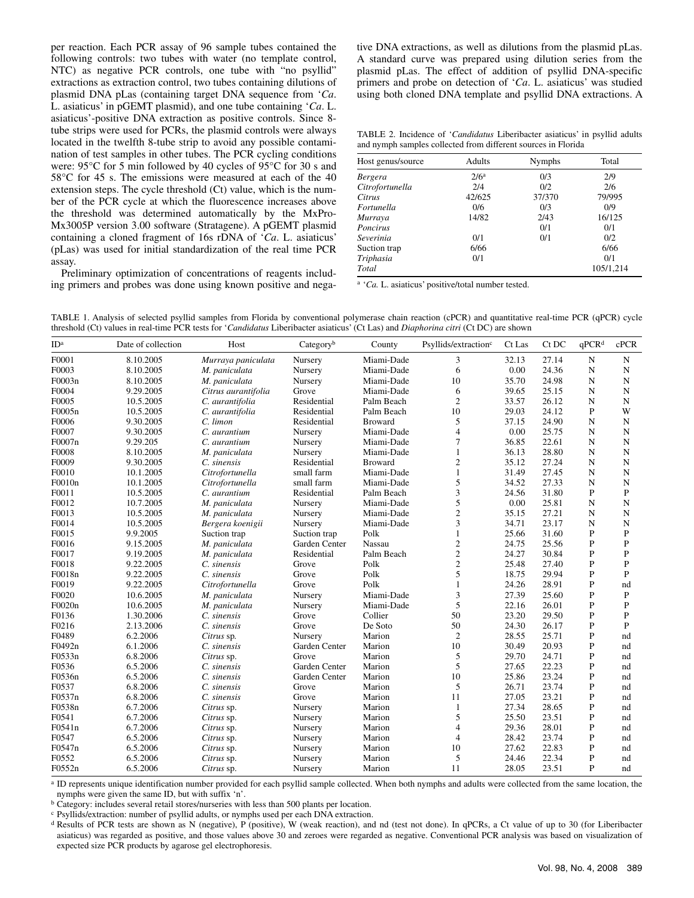per reaction. Each PCR assay of 96 sample tubes contained the following controls: two tubes with water (no template control, NTC) as negative PCR controls, one tube with "no psyllid" extractions as extraction control, two tubes containing dilutions of plasmid DNA pLas (containing target DNA sequence from '*Ca*. L. asiaticus' in pGEMT plasmid), and one tube containing '*Ca*. L. asiaticus'-positive DNA extraction as positive controls. Since 8-tube strips were used for PCRs, the plasmid controls were always located in the twelfth 8-tube strip to avoid any possible contamination of test samples in other tubes. The PCR cycling conditions were: 95°C for 5 min followed by 40 cycles of 95°C for 30 s and 58°C for 45 s. The emissions were measured at each of the 40 extension steps. The cycle threshold (Ct) value, which is the number of the PCR cycle at which the fluorescence increases above the threshold was determined automatically by the MxPro-Mx3005P version 3.00 software (Stratagene). A pGEMT plasmid containing a cloned fragment of 16s rDNA of '*Ca*. L. asiaticus' (pLas) was used for initial standardization of the real time PCR assay.

Preliminary optimization of concentrations of reagents including primers and probes was done using known positive and negative DNA extractions, as well as dilutions from the plasmid pLas. A standard curve was prepared using dilution series from the plasmid pLas. The effect of addition of psyllid DNA-specific primers and probe on detection of '*Ca*. L. asiaticus' was studied using both cloned DNA template and psyllid DNA extractions. A

TABLE 2. Incidence of '*Candidatus* Liberibacter asiaticus' in psyllid adults and nymph samples collected from different sources in Florida

| Host genus/source | Adults | Nymphs | Total |
|---|---|---|---|
| *Bergera* | 2/6[a] | 0/3 | 2/9 |
| *Citrofortunella* | 2/4 | 0/2 | 2/6 |
| *Citrus* | 42/625 | 37/370 | 79/995 |
| *Fortunella* | 0/6 | 0/3 | 0/9 |
| *Murraya* | 14/82 | 2/43 | 16/125 |
| *Poncirus* | | 0/1 | 0/1 |
| *Severinia* | 0/1 | 0/1 | 0/2 |
| Suction trap | 6/66 | | 6/66 |
| *Triphasia* | 0/1 | | 0/1 |
| *Total* | | | 105/1,214 |

[a] '*Ca.* L. asiaticus' positive/total number tested.

TABLE 1. Analysis of selected psyllid samples from Florida by conventional polymerase chain reaction (cPCR) and quantitative real-time PCR (qPCR) cycle threshold (Ct) values in real-time PCR tests for '*Candidatus* Liberibacter asiaticus' (Ct Las) and *Diaphorina citri* (Ct DC) are shown

| ID[a] | Date of collection | Host | Category[b] | County | Psyllids/extraction[c] | Ct Las | Ct DC | qPCR[d] | cPCR |
|---|---|---|---|---|---|---|---|---|---|
| F0001 | 8.10.2005 | *Murraya paniculata* | Nursery | Miami-Dade | 3 | 32.13 | 27.14 | N | N |
| F0003 | 8.10.2005 | *M. paniculata* | Nursery | Miami-Dade | 6 | 0.00 | 24.36 | N | N |
| F0003n | 8.10.2005 | *M. paniculata* | Nursery | Miami-Dade | 10 | 35.70 | 24.98 | N | N |
| F0004 | 9.29.2005 | *Citrus aurantifolia* | Grove | Miami-Dade | 6 | 39.65 | 25.15 | N | N |
| F0005 | 10.5.2005 | *C. aurantifolia* | Residential | Palm Beach | 2 | 33.57 | 26.12 | N | N |
| F0005n | 10.5.2005 | *C. aurantifolia* | Residential | Palm Beach | 10 | 29.03 | 24.12 | P | W |
| F0006 | 9.30.2005 | *C. limon* | Residential | Broward | 5 | 37.15 | 24.90 | N | N |
| F0007 | 9.30.2005 | *C. aurantium* | Nursery | Miami-Dade | 4 | 0.00 | 25.75 | N | N |
| F0007n | 9.29.205 | *C. aurantium* | Nursery | Miami-Dade | 7 | 36.85 | 22.61 | N | N |
| F0008 | 8.10.2005 | *M. paniculata* | Nursery | Miami-Dade | 1 | 36.13 | 28.80 | N | N |
| F0009 | 9.30.2005 | *C. sinensis* | Residential | Broward | 2 | 35.12 | 27.24 | N | N |
| F0010 | 10.1.2005 | *Citrofortunella* | small farm | Miami-Dade | 1 | 31.49 | 27.45 | N | N |
| F0010n | 10.1.2005 | *Citrofortunella* | small farm | Miami-Dade | 5 | 34.52 | 27.33 | N | N |
| F0011 | 10.5.2005 | *C. aurantium* | Residential | Palm Beach | 3 | 24.56 | 31.80 | P | P |
| F0012 | 10.7.2005 | *M. paniculata* | Nursery | Miami-Dade | 5 | 0.00 | 25.81 | N | N |
| F0013 | 10.5.2005 | *M. paniculata* | Nursery | Miami-Dade | 2 | 35.15 | 27.21 | N | N |
| F0014 | 10.5.2005 | *Bergera koenigii* | Nursery | Miami-Dade | 3 | 34.71 | 23.17 | N | N |
| F0015 | 9.9.2005 | Suction trap | Suction trap | Polk | 1 | 25.66 | 31.60 | P | P |
| F0016 | 9.15.2005 | *M. paniculata* | Garden Center | Nassau | 2 | 24.75 | 25.56 | P | P |
| F0017 | 9.19.2005 | *M. paniculata* | Residential | Palm Beach | 2 | 24.27 | 30.84 | P | P |
| F0018 | 9.22.2005 | *C. sinensis* | Grove | Polk | 2 | 25.48 | 27.40 | P | P |
| F0018n | 9.22.2005 | *C. sinensis* | Grove | Polk | 5 | 18.75 | 29.94 | P | P |
| F0019 | 9.22.2005 | *Citrofortunella* | Grove | Polk | 1 | 24.26 | 28.91 | P | nd |
| F0020 | 10.6.2005 | *M. paniculata* | Nursery | Miami-Dade | 3 | 27.39 | 25.60 | P | P |
| F0020n | 10.6.2005 | *M. paniculata* | Nursery | Miami-Dade | 5 | 22.16 | 26.01 | P | P |
| F0136 | 1.30.2006 | *C. sinensis* | Grove | Collier | 50 | 23.20 | 29.50 | P | P |
| F0216 | 2.13.2006 | *C. sinensis* | Grove | De Soto | 50 | 24.30 | 26.17 | P | P |
| F0489 | 6.2.2006 | *Citrus* sp. | Nursery | Marion | 2 | 28.55 | 25.71 | P | nd |
| F0492n | 6.1.2006 | *C. sinensis* | Garden Center | Marion | 10 | 30.49 | 20.93 | P | nd |
| F0533n | 6.8.2006 | *Citrus* sp. | Grove | Marion | 5 | 29.70 | 24.71 | P | nd |
| F0536 | 6.5.2006 | *C. sinensis* | Garden Center | Marion | 5 | 27.65 | 22.23 | P | nd |
| F0536n | 6.5.2006 | *C. sinensis* | Garden Center | Marion | 10 | 25.86 | 23.24 | P | nd |
| F0537 | 6.8.2006 | *C. sinensis* | Grove | Marion | 5 | 26.71 | 23.74 | P | nd |
| F0537n | 6.8.2006 | *C. sinensis* | Grove | Marion | 11 | 27.05 | 23.21 | P | nd |
| F0538n | 6.7.2006 | *Citrus* sp. | Nursery | Marion | 1 | 27.34 | 28.65 | P | nd |
| F0541 | 6.7.2006 | *Citrus* sp. | Nursery | Marion | 5 | 25.50 | 23.51 | P | nd |
| F0541n | 6.7.2006 | *Citrus* sp. | Nursery | Marion | 4 | 29.36 | 28.01 | P | nd |
| F0547 | 6.5.2006 | *Citrus* sp. | Nursery | Marion | 4 | 28.42 | 23.74 | P | nd |
| F0547n | 6.5.2006 | *Citrus* sp. | Nursery | Marion | 10 | 27.62 | 22.83 | P | nd |
| F0552 | 6.5.2006 | *Citrus* sp. | Nursery | Marion | 5 | 24.46 | 22.34 | P | nd |
| F0552n | 6.5.2006 | *Citrus* sp. | Nursery | Marion | 11 | 28.05 | 23.51 | P | nd |

[a] ID represents unique identification number provided for each psyllid sample collected. When both nymphs and adults were collected from the same location, the nymphs were given the same ID, but with suffix 'n'.

[b] Category: includes several retail stores/nurseries with less than 500 plants per location.

[c] Psyllids/extraction: number of psyllid adults, or nymphs used per each DNA extraction.

[d] Results of PCR tests are shown as N (negative), P (positive), W (weak reaction), and nd (test not done). In qPCRs, a Ct value of up to 30 (for Liberibacter asiaticus) was regarded as positive, and those values above 30 and zeroes were regarded as negative. Conventional PCR analysis was based on visualization of expected size PCR products by agarose gel electrophoresis.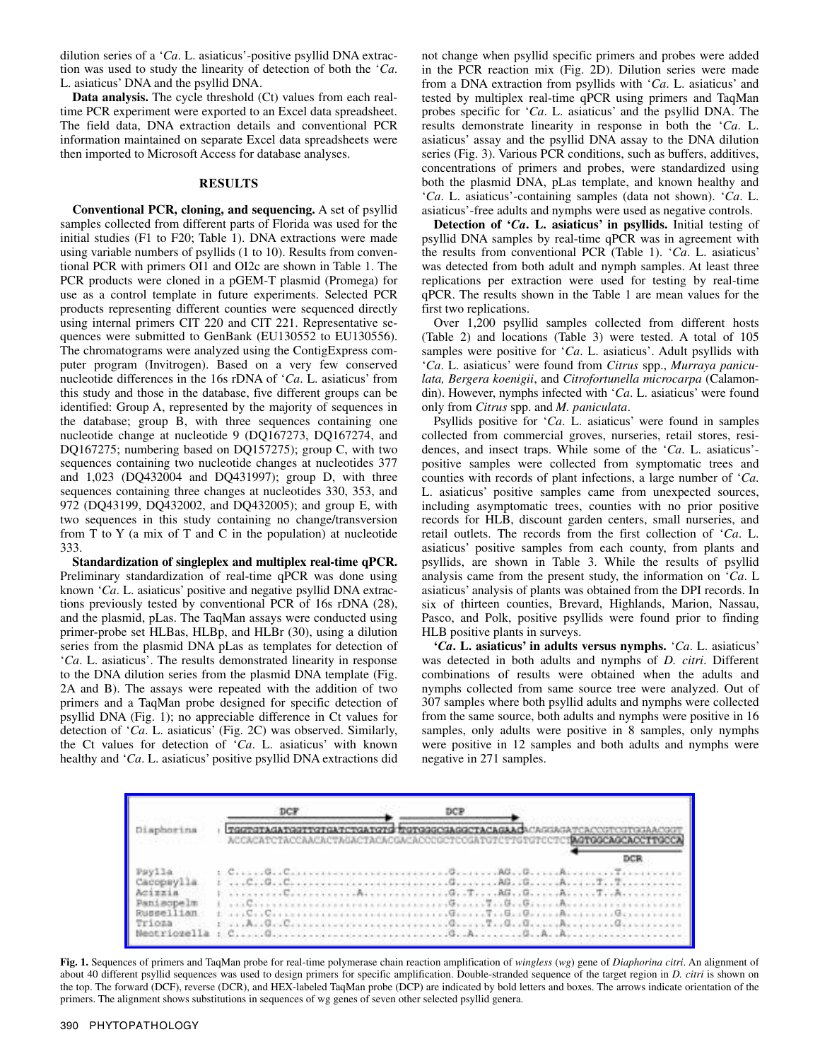dilution series of a '*Ca*. L. asiaticus'-positive psyllid DNA extraction was used to study the linearity of detection of both the '*Ca*. L. asiaticus' DNA and the psyllid DNA.

**Data analysis.** The cycle threshold (Ct) values from each real-time PCR experiment were exported to an Excel data spreadsheet. The field data, DNA extraction details and conventional PCR information maintained on separate Excel data spreadsheets were then imported to Microsoft Access for database analyses.

## RESULTS

**Conventional PCR, cloning, and sequencing.** A set of psyllid samples collected from different parts of Florida was used for the initial studies (F1 to F20; Table 1). DNA extractions were made using variable numbers of psyllids (1 to 10). Results from conventional PCR with primers OI1 and OI2c are shown in Table 1. The PCR products were cloned in a pGEM-T plasmid (Promega) for use as a control template in future experiments. Selected PCR products representing different counties were sequenced directly using internal primers CIT 220 and CIT 221. Representative sequences were submitted to GenBank (EU130552 to EU130556). The chromatograms were analyzed using the ContigExpress computer program (Invitrogen). Based on a very few conserved nucleotide differences in the 16s rDNA of '*Ca*. L. asiaticus' from this study and those in the database, five different groups can be identified: Group A, represented by the majority of sequences in the database; group B, with three sequences containing one nucleotide change at nucleotide 9 (DQ167273, DQ167274, and DQ167275; numbering based on DQ157275); group C, with two sequences containing two nucleotide changes at nucleotides 377 and 1,023 (DQ432004 and DQ431997); group D, with three sequences containing three changes at nucleotides 330, 353, and 972 (DQ43199, DQ432002, and DQ432005); and group E, with two sequences in this study containing no change/transversion from T to Y (a mix of T and C in the population) at nucleotide 333.

**Standardization of singleplex and multiplex real-time qPCR.** Preliminary standardization of real-time qPCR was done using known '*Ca*. L. asiaticus' positive and negative psyllid DNA extractions previously tested by conventional PCR of 16s rDNA (28), and the plasmid, pLas. The TaqMan assays were conducted using primer-probe set HLBas, HLBp, and HLBr (30), using a dilution series from the plasmid DNA pLas as templates for detection of '*Ca*. L. asiaticus'. The results demonstrated linearity in response to the DNA dilution series from the plasmid DNA template (Fig. 2A and B). The assays were repeated with the addition of two primers and a TaqMan probe designed for specific detection of psyllid DNA (Fig. 1); no appreciable difference in Ct values for detection of '*Ca*. L. asiaticus' (Fig. 2C) was observed. Similarly, the Ct values for detection of '*Ca*. L. asiaticus' with known healthy and '*Ca*. L. asiaticus' positive psyllid DNA extractions did not change when psyllid specific primers and probes were added in the PCR reaction mix (Fig. 2D). Dilution series were made from a DNA extraction from psyllids with '*Ca*. L. asiaticus' and tested by multiplex real-time qPCR using primers and TaqMan probes specific for '*Ca*. L. asiaticus' and the psyllid DNA. The results demonstrate linearity in response in both the '*Ca*. L. asiaticus' assay and the psyllid DNA assay to the DNA dilution series (Fig. 3). Various PCR conditions, such as buffers, additives, concentrations of primers and probes, were standardized using both the plasmid DNA, pLas template, and known healthy and '*Ca*. L. asiaticus'-containing samples (data not shown). '*Ca*. L. asiaticus'-free adults and nymphs were used as negative controls.

**Detection of '*Ca*. L. asiaticus' in psyllids.** Initial testing of psyllid DNA samples by real-time qPCR was in agreement with the results from conventional PCR (Table 1). '*Ca*. L. asiaticus' was detected from both adult and nymph samples. At least three replications per extraction were used for testing by real-time qPCR. The results shown in the Table 1 are mean values for the first two replications.

Over 1,200 psyllid samples collected from different hosts (Table 2) and locations (Table 3) were tested. A total of 105 samples were positive for '*Ca*. L. asiaticus'. Adult psyllids with '*Ca*. L. asiaticus' were found from *Citrus* spp., *Murraya paniculata, Bergera koenigii*, and *Citrofortunella microcarpa* (Calamondin). However, nymphs infected with '*Ca*. L. asiaticus' were found only from *Citrus* spp. and *M. paniculata*.

Psyllids positive for '*Ca*. L. asiaticus' were found in samples collected from commercial groves, nurseries, retail stores, residences, and insect traps. While some of the '*Ca*. L. asiaticus'-positive samples were collected from symptomatic trees and counties with records of plant infections, a large number of '*Ca*. L. asiaticus' positive samples came from unexpected sources, including asymptomatic trees, counties with no prior positive records for HLB, discount garden centers, small nurseries, and retail outlets. The records from the first collection of '*Ca*. L. asiaticus' positive samples from each county, from plants and psyllids, are shown in Table 3. While the results of psyllid analysis came from the present study, the information on '*Ca*. L asiaticus' analysis of plants was obtained from the DPI records. In six of thirteen counties, Brevard, Highlands, Marion, Nassau, Pasco, and Polk, positive psyllids were found prior to finding HLB positive plants in surveys.

**'*Ca*. L. asiaticus' in adults versus nymphs.** '*Ca*. L. asiaticus' was detected in both adults and nymphs of *D. citri*. Different combinations of results were obtained when the adults and nymphs collected from same source tree were analyzed. Out of 307 samples where both psyllid adults and nymphs were collected from the same source, both adults and nymphs were positive in 16 samples, only adults were positive in 8 samples, only nymphs were positive in 12 samples and both adults and nymphs were negative in 271 samples.

```
                 DCF                                   DCP
Diaphorina   : TGGTGTAGATGGTTGTGATCTGATGTG TGTGGGCGAGGCTACAGAAG ACAGGAGATCACCGTCGTGGAACGGT
               ACCACATCTACCAACACTAGACTACACGACACCCGCTCCGATGTCTTGTCCTCT AGTGGCAGCACCTTGCCA
                                                                        DCR
Psylla       : C.....G..C.........................G.......AG..G.....A........T..........
Cacopsylla   : ...C..G..C.........................G.......AG..G.....A.....T..T..........
Acizzia      : ..........C..........A.............G..T....AG..G.....A.......T..A.........
Panisopelm   : ...C................................G.......T..G..G.....A...................
Russellian   : ...C..C.............................G.......T..G..G.....A.......G..........
Trioza       : ...A..G..C..........................G.......T..G..G.....A.......G..........
Neotriozella : C.....G.............................G..A.........G..A..A....................
```

**Fig. 1.** Sequences of primers and TaqMan probe for real-time polymerase chain reaction amplification of *wingless* (*wg*) gene of *Diaphorina citri*. An alignment of about 40 different psyllid sequences was used to design primers for specific amplification. Double-stranded sequence of the target region in *D. citri* is shown on the top. The forward (DCF), reverse (DCR), and HEX-labeled TaqMan probe (DCP) are indicated by bold letters and boxes. The arrows indicate orientation of the primers. The alignment shows substitutions in sequences of wg genes of seven other selected psyllid genera.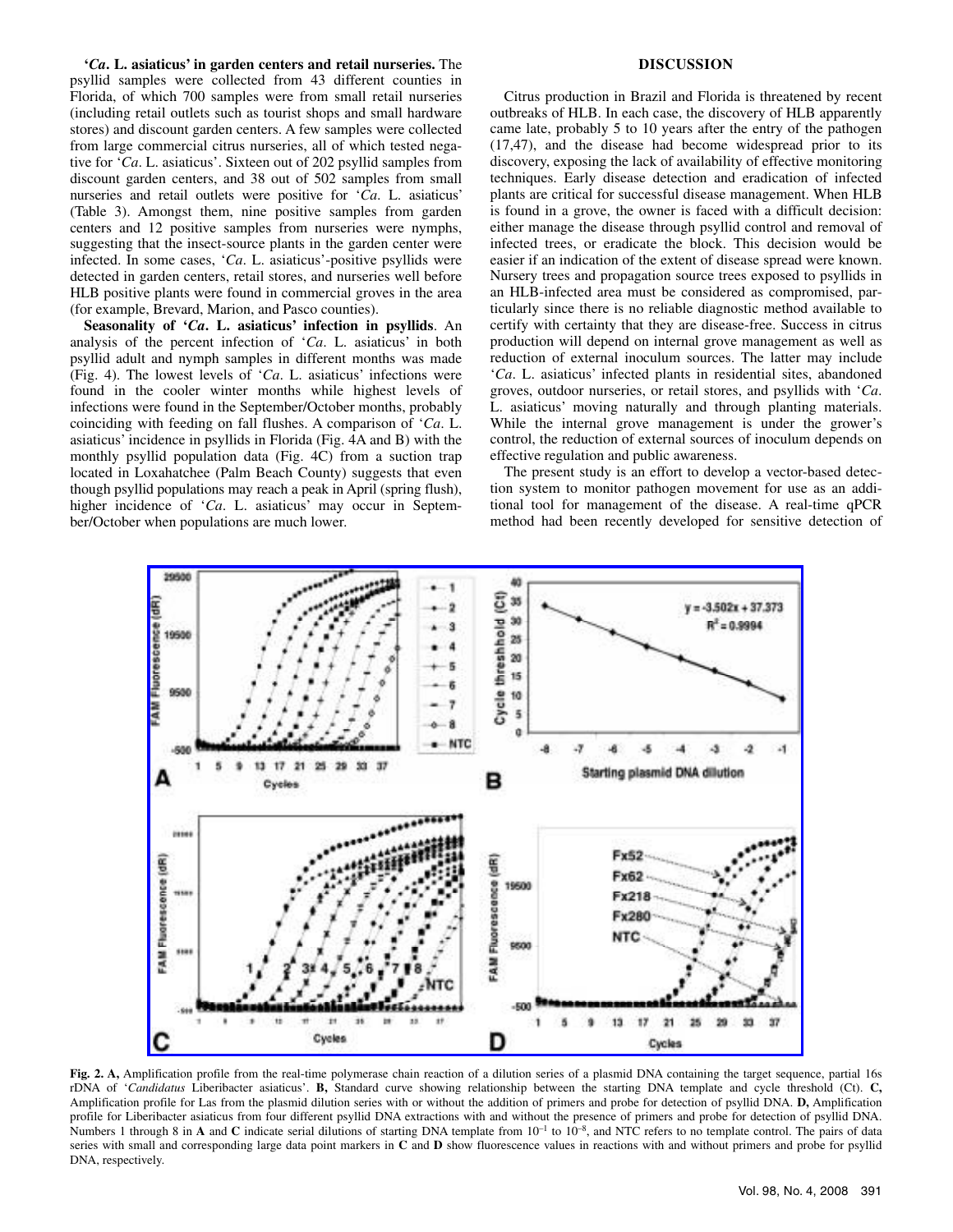**'*Ca*. L. asiaticus' in garden centers and retail nurseries.** The psyllid samples were collected from 43 different counties in Florida, of which 700 samples were from small retail nurseries (including retail outlets such as tourist shops and small hardware stores) and discount garden centers. A few samples were collected from large commercial citrus nurseries, all of which tested negative for '*Ca*. L. asiaticus'. Sixteen out of 202 psyllid samples from discount garden centers, and 38 out of 502 samples from small nurseries and retail outlets were positive for '*Ca*. L. asiaticus' (Table 3). Amongst them, nine positive samples from garden centers and 12 positive samples from nurseries were nymphs, suggesting that the insect-source plants in the garden center were infected. In some cases, '*Ca*. L. asiaticus'-positive psyllids were detected in garden centers, retail stores, and nurseries well before HLB positive plants were found in commercial groves in the area (for example, Brevard, Marion, and Pasco counties).

**Seasonality of '*Ca*. L. asiaticus' infection in psyllids**. An analysis of the percent infection of '*Ca*. L. asiaticus' in both psyllid adult and nymph samples in different months was made (Fig. 4). The lowest levels of '*Ca*. L. asiaticus' infections were found in the cooler winter months while highest levels of infections were found in the September/October months, probably coinciding with feeding on fall flushes. A comparison of '*Ca*. L. asiaticus' incidence in psyllids in Florida (Fig. 4A and B) with the monthly psyllid population data (Fig. 4C) from a suction trap located in Loxahatchee (Palm Beach County) suggests that even though psyllid populations may reach a peak in April (spring flush), higher incidence of '*Ca*. L. asiaticus' may occur in September/October when populations are much lower.

## DISCUSSION

Citrus production in Brazil and Florida is threatened by recent outbreaks of HLB. In each case, the discovery of HLB apparently came late, probably 5 to 10 years after the entry of the pathogen (17,47), and the disease had become widespread prior to its discovery, exposing the lack of availability of effective monitoring techniques. Early disease detection and eradication of infected plants are critical for successful disease management. When HLB is found in a grove, the owner is faced with a difficult decision: either manage the disease through psyllid control and removal of infected trees, or eradicate the block. This decision would be easier if an indication of the extent of disease spread were known. Nursery trees and propagation source trees exposed to psyllids in an HLB-infected area must be considered as compromised, particularly since there is no reliable diagnostic method available to certify with certainty that they are disease-free. Success in citrus production will depend on internal grove management as well as reduction of external inoculum sources. The latter may include '*Ca*. L. asiaticus' infected plants in residential sites, abandoned groves, outdoor nurseries, or retail stores, and psyllids with '*Ca*. L. asiaticus' moving naturally and through planting materials. While the internal grove management is under the grower's control, the reduction of external sources of inoculum depends on effective regulation and public awareness.

The present study is an effort to develop a vector-based detection system to monitor pathogen movement for use as an additional tool for management of the disease. A real-time qPCR method had been recently developed for sensitive detection of

**Fig. 2. A,** Amplification profile from the real-time polymerase chain reaction of a dilution series of a plasmid DNA containing the target sequence, partial 16s rDNA of '*Candidatus* Liberibacter asiaticus'. **B,** Standard curve showing relationship between the starting DNA template and cycle threshold (Ct). **C,** Amplification profile for Las from the plasmid dilution series with or without the addition of primers and probe for detection of psyllid DNA. **D,** Amplification profile for Liberibacter asiaticus from four different psyllid DNA extractions with and without the presence of primers and probe for detection of psyllid DNA. Numbers 1 through 8 in **A** and **C** indicate serial dilutions of starting DNA template from $10^{-1}$ to $10^{-8}$, and NTC refers to no template control. The pairs of data series with small and corresponding large data point markers in **C** and **D** show fluorescence values in reactions with and without primers and probe for psyllid DNA, respectively.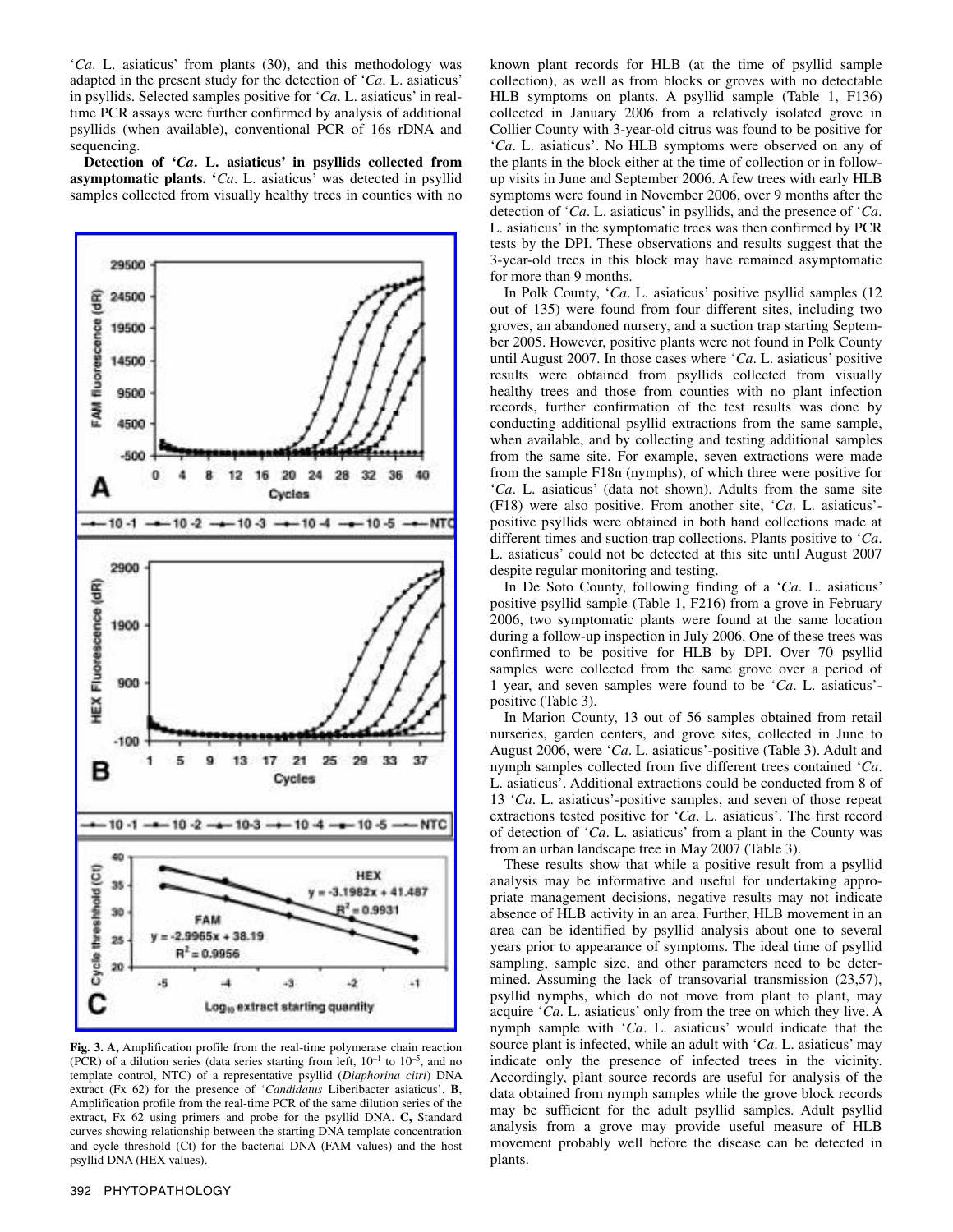'*Ca*. L. asiaticus' from plants (30), and this methodology was adapted in the present study for the detection of '*Ca*. L. asiaticus' in psyllids. Selected samples positive for '*Ca*. L. asiaticus' in real-time PCR assays were further confirmed by analysis of additional psyllids (when available), conventional PCR of 16s rDNA and sequencing.

**Detection of '*Ca*. L. asiaticus' in psyllids collected from asymptomatic plants.** '*Ca*. L. asiaticus' was detected in psyllid samples collected from visually healthy trees in counties with no known plant records for HLB (at the time of psyllid sample collection), as well as from blocks or groves with no detectable HLB symptoms on plants. A psyllid sample (Table 1, F136) collected in January 2006 from a relatively isolated grove in Collier County with 3-year-old citrus was found to be positive for '*Ca*. L. asiaticus'. No HLB symptoms were observed on any of the plants in the block either at the time of collection or in follow-up visits in June and September 2006. A few trees with early HLB symptoms were found in November 2006, over 9 months after the detection of '*Ca*. L. asiaticus' in psyllids, and the presence of '*Ca*. L. asiaticus' in the symptomatic trees was then confirmed by PCR tests by the DPI. These observations and results suggest that the 3-year-old trees in this block may have remained asymptomatic for more than 9 months.

In Polk County, '*Ca*. L. asiaticus' positive psyllid samples (12 out of 135) were found from four different sites, including two groves, an abandoned nursery, and a suction trap starting September 2005. However, positive plants were not found in Polk County until August 2007. In those cases where '*Ca*. L. asiaticus' positive results were obtained from psyllids collected from visually healthy trees and those from counties with no plant infection records, further confirmation of the test results was done by conducting additional psyllid extractions from the same sample, when available, and by collecting and testing additional samples from the same site. For example, seven extractions were made from the sample F18n (nymphs), of which three were positive for '*Ca*. L. asiaticus' (data not shown). Adults from the same site (F18) were also positive. From another site, '*Ca*. L. asiaticus'-positive psyllids were obtained in both hand collections made at different times and suction trap collections. Plants positive to '*Ca*. L. asiaticus' could not be detected at this site until August 2007 despite regular monitoring and testing.

In De Soto County, following finding of a '*Ca*. L. asiaticus' positive psyllid sample (Table 1, F216) from a grove in February 2006, two symptomatic plants were found at the same location during a follow-up inspection in July 2006. One of these trees was confirmed to be positive for HLB by DPI. Over 70 psyllid samples were collected from the same grove over a period of 1 year, and seven samples were found to be '*Ca*. L. asiaticus'-positive (Table 3).

In Marion County, 13 out of 56 samples obtained from retail nurseries, garden centers, and grove sites, collected in June to August 2006, were '*Ca*. L. asiaticus'-positive (Table 3). Adult and nymph samples collected from five different trees contained '*Ca*. L. asiaticus'. Additional extractions could be conducted from 8 of 13 '*Ca*. L. asiaticus'-positive samples, and seven of those repeat extractions tested positive for '*Ca*. L. asiaticus'. The first record of detection of '*Ca*. L. asiaticus' from a plant in the County was from an urban landscape tree in May 2007 (Table 3).

These results show that while a positive result from a psyllid analysis may be informative and useful for undertaking appropriate management decisions, negative results may not indicate absence of HLB activity in an area. Further, HLB movement in an area can be identified by psyllid analysis about one to several years prior to appearance of symptoms. The ideal time of psyllid sampling, sample size, and other parameters need to be determined. Assuming the lack of transovarial transmission (23,57), psyllid nymphs, which do not move from plant to plant, may acquire '*Ca*. L. asiaticus' only from the tree on which they live. A nymph sample with '*Ca*. L. asiaticus' would indicate that the source plant is infected, while an adult with '*Ca*. L. asiaticus' may indicate only the presence of infected trees in the vicinity. Accordingly, plant source records are useful for analysis of the data obtained from nymph samples while the grove block records may be sufficient for the adult psyllid samples. Adult psyllid analysis from a grove may provide useful measure of HLB movement probably well before the disease can be detected in plants.

**Fig. 3. A,** Amplification profile from the real-time polymerase chain reaction (PCR) of a dilution series (data series starting from left, $10^{-1}$ to $10^{-5}$, and no template control, NTC) of a representative psyllid (*Diaphorina citri*) DNA extract (Fx 62) for the presence of '*Candidatus* Liberibacter asiaticus'. **B**, Amplification profile from the real-time PCR of the same dilution series of the extract, Fx 62 using primers and probe for the psyllid DNA. **C,** Standard curves showing relationship between the starting DNA template concentration and cycle threshold (Ct) for the bacterial DNA (FAM values) and the host psyllid DNA (HEX values).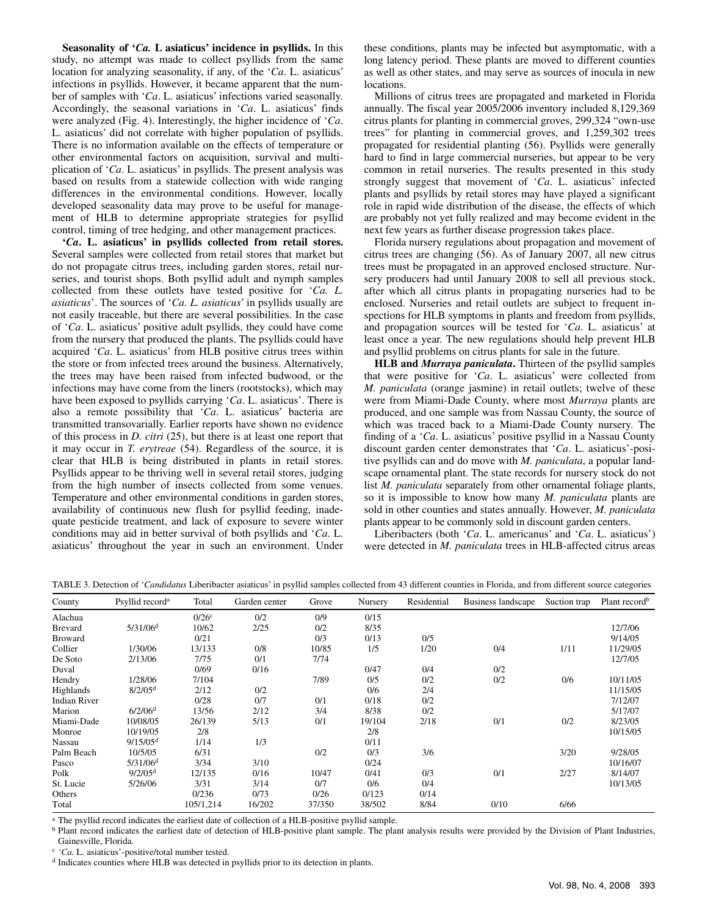**Seasonality of '*Ca.* L asiaticus' incidence in psyllids.** In this study, no attempt was made to collect psyllids from the same location for analyzing seasonality, if any, of the '*Ca*. L. asiaticus' infections in psyllids. However, it became apparent that the number of samples with '*Ca*. L. asiaticus' infections varied seasonally. Accordingly, the seasonal variations in '*Ca*. L. asiaticus' finds were analyzed (Fig. 4). Interestingly, the higher incidence of '*Ca*. L. asiaticus' did not correlate with higher population of psyllids. There is no information available on the effects of temperature or other environmental factors on acquisition, survival and multiplication of '*Ca*. L. asiaticus' in psyllids. The present analysis was based on results from a statewide collection with wide ranging differences in the environmental conditions. However, locally developed seasonality data may prove to be useful for management of HLB to determine appropriate strategies for psyllid control, timing of tree hedging, and other management practices.

**'*Ca*. L. asiaticus' in psyllids collected from retail stores.** Several samples were collected from retail stores that market but do not propagate citrus trees, including garden stores, retail nurseries, and tourist shops. Both psyllid adult and nymph samples collected from these outlets have tested positive for '*Ca. L. asiaticus*'. The sources of '*Ca. L. asiaticus*' in psyllids usually are not easily traceable, but there are several possibilities. In the case of '*Ca*. L. asiaticus' positive adult psyllids, they could have come from the nursery that produced the plants. The psyllids could have acquired '*Ca*. L. asiaticus' from HLB positive citrus trees within the store or from infected trees around the business. Alternatively, the trees may have been raised from infected budwood, or the infections may have come from the liners (rootstocks), which may have been exposed to psyllids carrying '*Ca*. L. asiaticus'. There is also a remote possibility that '*Ca*. L. asiaticus' bacteria are transmitted transovarially. Earlier reports have shown no evidence of this process in *D. citri* (25), but there is at least one report that it may occur in *T. erytreae* (54). Regardless of the source, it is clear that HLB is being distributed in plants in retail stores. Psyllids appear to be thriving well in several retail stores, judging from the high number of insects collected from some venues. Temperature and other environmental conditions in garden stores, availability of continuous new flush for psyllid feeding, inadequate pesticide treatment, and lack of exposure to severe winter conditions may aid in better survival of both psyllids and '*Ca*. L. asiaticus' throughout the year in such an environment. Under these conditions, plants may be infected but asymptomatic, with a long latency period. These plants are moved to different counties as well as other states, and may serve as sources of inocula in new locations.

Millions of citrus trees are propagated and marketed in Florida annually. The fiscal year 2005/2006 inventory included 8,129,369 citrus plants for planting in commercial groves, 299,324 "own-use trees" for planting in commercial groves, and 1,259,302 trees propagated for residential planting (56). Psyllids were generally hard to find in large commercial nurseries, but appear to be very common in retail nurseries. The results presented in this study strongly suggest that movement of '*Ca*. L. asiaticus' infected plants and psyllids by retail stores may have played a significant role in rapid wide distribution of the disease, the effects of which are probably not yet fully realized and may become evident in the next few years as further disease progression takes place.

Florida nursery regulations about propagation and movement of citrus trees are changing (56). As of January 2007, all new citrus trees must be propagated in an approved enclosed structure. Nursery producers had until January 2008 to sell all previous stock, after which all citrus plants in propagating nurseries had to be enclosed. Nurseries and retail outlets are subject to frequent inspections for HLB symptoms in plants and freedom from psyllids, and propagation sources will be tested for '*Ca*. L. asiaticus' at least once a year. The new regulations should help prevent HLB and psyllid problems on citrus plants for sale in the future.

**HLB and *Murraya paniculata*.** Thirteen of the psyllid samples that were positive for '*Ca*. L. asiaticus' were collected from *M. paniculata* (orange jasmine) in retail outlets; twelve of these were from Miami-Dade County, where most *Murraya* plants are produced, and one sample was from Nassau County, the source of which was traced back to a Miami-Dade County nursery. The finding of a '*Ca*. L. asiaticus' positive psyllid in a Nassau County discount garden center demonstrates that '*Ca*. L. asiaticus'-positive psyllids can and do move with *M. paniculata*, a popular landscape ornamental plant. The state records for nursery stock do not list *M. paniculata* separately from other ornamental foliage plants, so it is impossible to know how many *M. paniculata* plants are sold in other counties and states annually. However, *M. paniculata* plants appear to be commonly sold in discount garden centers.

Liberibacters (both '*Ca*. L. americanus' and '*Ca*. L. asiaticus') were detected in *M. paniculata* trees in HLB-affected citrus areas

TABLE 3. Detection of '*Candidatus* Liberibacter asiaticus' in psyllid samples collected from 43 different counties in Florida, and from different source categories

| County | Psyllid record[a] | Total | Garden center | Grove | Nursery | Residential | Business landscape | Suction trap | Plant record[b] |
|---|---|---|---|---|---|---|---|---|---|
| Alachua | | 0/26[c] | 0/2 | 0/9 | 0/15 | | | | |
| Brevard | 5/31/06[d] | 10/62 | 2/25 | 0/2 | 8/35 | | | | 12/7/06 |
| Broward | | 0/21 | | 0/3 | 0/13 | 0/5 | | | 9/14/05 |
| Collier | 1/30/06 | 13/133 | 0/8 | 10/85 | 1/5 | 1/20 | 0/4 | 1/11 | 11/29/05 |
| De Soto | 2/13/06 | 7/75 | 0/1 | 7/74 | | | | | 12/7/05 |
| Duval | | 0/69 | 0/16 | | 0/47 | 0/4 | 0/2 | | |
| Hendry | 1/28/06 | 7/104 | | 7/89 | 0/5 | 0/2 | 0/2 | 0/6 | 10/11/05 |
| Highlands | 8/2/05[d] | 2/12 | 0/2 | | 0/6 | 2/4 | | | 11/15/05 |
| Indian River | | 0/28 | 0/7 | 0/1 | 0/18 | 0/2 | | | 7/12/07 |
| Marion | 6/2/06[d] | 13/56 | 2/12 | 3/4 | 8/38 | 0/2 | | | 5/17/07 |
| Miami-Dade | 10/08/05 | 26/139 | 5/13 | 0/1 | 19/104 | 2/18 | 0/1 | 0/2 | 8/23/05 |
| Monroe | 10/19/05 | 2/8 | | | 2/8 | | | | 10/15/05 |
| Nassau | 9/15/05[d] | 1/14 | 1/3 | | 0/11 | | | | |
| Palm Beach | 10/5/05 | 6/31 | | 0/2 | 0/3 | 3/6 | | 3/20 | 9/28/05 |
| Pasco | 5/31/06[d] | 3/34 | 3/10 | | 0/24 | | | | 10/16/07 |
| Polk | 9/2/05[d] | 12/135 | 0/16 | 10/47 | 0/41 | 0/3 | 0/1 | 2/27 | 8/14/07 |
| St. Lucie | 5/26/06 | 3/31 | 3/14 | 0/7 | 0/6 | 0/4 | | | 10/13/05 |
| Others | | 0/236 | 0/73 | 0/26 | 0/123 | 0/14 | | | |
| Total | | 105/1,214 | 16/202 | 37/350 | 38/502 | 8/84 | 0/10 | 6/66 | |

[a] The psyllid record indicates the earliest date of collection of a HLB-positive psyllid sample.

[b] Plant record indicates the earliest date of detection of HLB-positive plant sample. The plant analysis results were provided by the Division of Plant Industries, Gainesville, Florida.

[c] '*Ca.* L. asiaticus'-positive/total number tested.

[d] Indicates counties where HLB was detected in psyllids prior to its detection in plants.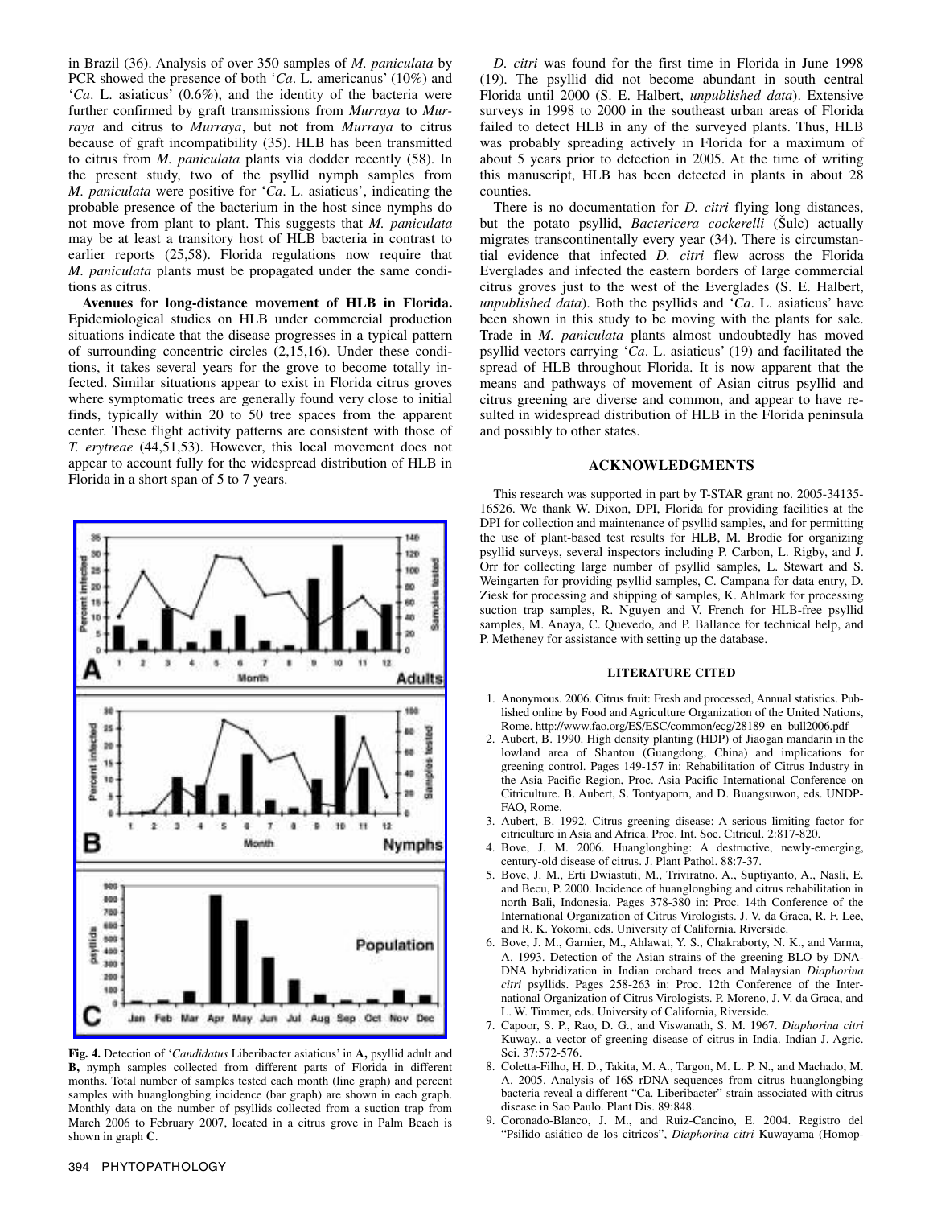in Brazil (36). Analysis of over 350 samples of *M. paniculata* by PCR showed the presence of both '*Ca*. L. americanus' (10%) and '*Ca*. L. asiaticus' (0.6%), and the identity of the bacteria were further confirmed by graft transmissions from *Murraya* to *Murraya* and citrus to *Murraya*, but not from *Murraya* to citrus because of graft incompatibility (35). HLB has been transmitted to citrus from *M. paniculata* plants via dodder recently (58). In the present study, two of the psyllid nymph samples from *M. paniculata* were positive for '*Ca*. L. asiaticus', indicating the probable presence of the bacterium in the host since nymphs do not move from plant to plant. This suggests that *M. paniculata* may be at least a transitory host of HLB bacteria in contrast to earlier reports (25,58). Florida regulations now require that *M. paniculata* plants must be propagated under the same conditions as citrus.

**Avenues for long-distance movement of HLB in Florida.** Epidemiological studies on HLB under commercial production situations indicate that the disease progresses in a typical pattern of surrounding concentric circles (2,15,16). Under these conditions, it takes several years for the grove to become totally infected. Similar situations appear to exist in Florida citrus groves where symptomatic trees are generally found very close to initial finds, typically within 20 to 50 tree spaces from the apparent center. These flight activity patterns are consistent with those of *T. erytreae* (44,51,53). However, this local movement does not appear to account fully for the widespread distribution of HLB in Florida in a short span of 5 to 7 years.

**Fig. 4.** Detection of '*Candidatus* Liberibacter asiaticus' in **A,** psyllid adult and **B,** nymph samples collected from different parts of Florida in different months. Total number of samples tested each month (line graph) and percent samples with huanglongbing incidence (bar graph) are shown in each graph. Monthly data on the number of psyllids collected from a suction trap from March 2006 to February 2007, located in a citrus grove in Palm Beach is shown in graph **C**.

*D. citri* was found for the first time in Florida in June 1998 (19). The psyllid did not become abundant in south central Florida until 2000 (S. E. Halbert, *unpublished data*). Extensive surveys in 1998 to 2000 in the southeast urban areas of Florida failed to detect HLB in any of the surveyed plants. Thus, HLB was probably spreading actively in Florida for a maximum of about 5 years prior to detection in 2005. At the time of writing this manuscript, HLB has been detected in plants in about 28 counties.

There is no documentation for *D. citri* flying long distances, but the potato psyllid, *Bactericera cockerelli* (Šulc) actually migrates transcontinentally every year (34). There is circumstantial evidence that infected *D. citri* flew across the Florida Everglades and infected the eastern borders of large commercial citrus groves just to the west of the Everglades (S. E. Halbert, *unpublished data*). Both the psyllids and '*Ca*. L. asiaticus' have been shown in this study to be moving with the plants for sale. Trade in *M. paniculata* plants almost undoubtedly has moved psyllid vectors carrying '*Ca*. L. asiaticus' (19) and facilitated the spread of HLB throughout Florida. It is now apparent that the means and pathways of movement of Asian citrus psyllid and citrus greening are diverse and common, and appear to have resulted in widespread distribution of HLB in the Florida peninsula and possibly to other states.

## ACKNOWLEDGMENTS

This research was supported in part by T-STAR grant no. 2005-34135-16526. We thank W. Dixon, DPI, Florida for providing facilities at the DPI for collection and maintenance of psyllid samples, and for permitting the use of plant-based test results for HLB, M. Brodie for organizing psyllid surveys, several inspectors including P. Carbon, L. Rigby, and J. Orr for collecting large number of psyllid samples, L. Stewart and S. Weingarten for providing psyllid samples, C. Campana for data entry, D. Ziesk for processing and shipping of samples, K. Ahlmark for processing suction trap samples, R. Nguyen and V. French for HLB-free psyllid samples, M. Anaya, C. Quevedo, and P. Ballance for technical help, and P. Metheney for assistance with setting up the database.

## LITERATURE CITED

1. Anonymous. 2006. Citrus fruit: Fresh and processed, Annual statistics. Published online by Food and Agriculture Organization of the United Nations, Rome. http://www.fao.org/ES/ESC/common/ecg/28189_en_bull2006.pdf
2. Aubert, B. 1990. High density planting (HDP) of Jiaogan mandarin in the lowland area of Shantou (Guangdong, China) and implications for greening control. Pages 149-157 in: Rehabilitation of Citrus Industry in the Asia Pacific Region, Proc. Asia Pacific International Conference on Citriculture. B. Aubert, S. Tontyaporn, and D. Buangsuwon, eds. UNDP-FAO, Rome.
3. Aubert, B. 1992. Citrus greening disease: A serious limiting factor for citriculture in Asia and Africa. Proc. Int. Soc. Citricul. 2:817-820.
4. Bove, J. M. 2006. Huanglongbing: A destructive, newly-emerging, century-old disease of citrus. J. Plant Pathol. 88:7-37.
5. Bove, J. M., Erti Dwiastuti, M., Triviratno, A., Suptiyanto, A., Nasli, E. and Becu, P. 2000. Incidence of huanglongbing and citrus rehabilitation in north Bali, Indonesia. Pages 378-380 in: Proc. 14th Conference of the International Organization of Citrus Virologists. J. V. da Graca, R. F. Lee, and R. K. Yokomi, eds. University of California. Riverside.
6. Bove, J. M., Garnier, M., Ahlawat, Y. S., Chakraborty, N. K., and Varma, A. 1993. Detection of the Asian strains of the greening BLO by DNA-DNA hybridization in Indian orchard trees and Malaysian *Diaphorina citri* psyllids. Pages 258-263 in: Proc. 12th Conference of the International Organization of Citrus Virologists. P. Moreno, J. V. da Graca, and L. W. Timmer, eds. University of California, Riverside.
7. Capoor, S. P., Rao, D. G., and Viswanath, S. M. 1967. *Diaphorina citri* Kuway., a vector of greening disease of citrus in India. Indian J. Agric. Sci. 37:572-576.
8. Coletta-Filho, H. D., Takita, M. A., Targon, M. L. P. N., and Machado, M. A. 2005. Analysis of 16S rDNA sequences from citrus huanglongbing bacteria reveal a different "Ca. Liberibacter" strain associated with citrus disease in Sao Paulo. Plant Dis. 89:848.
9. Coronado-Blanco, J. M., and Ruiz-Cancino, E. 2004. Registro del "Psilido asiático de los citricos", *Diaphorina citri* Kuwayama (Homop-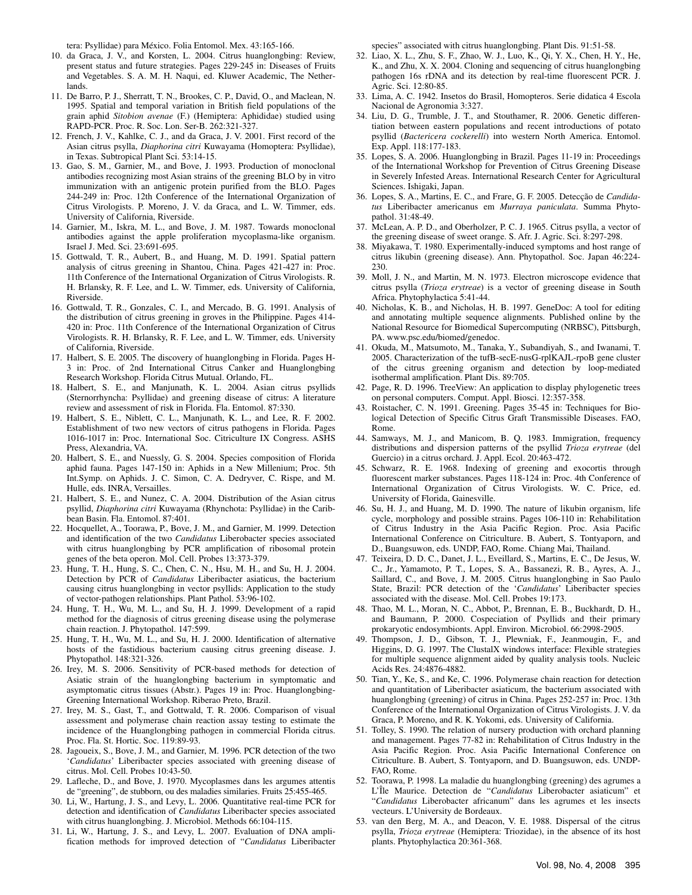tera: Psyllidae) para México. Folia Entomol. Mex. 43:165-166.

10. da Graca, J. V., and Korsten, L. 2004. Citrus huanglongbing: Review, present status and future strategies. Pages 229-245 in: Diseases of Fruits and Vegetables. S. A. M. H. Naqui, ed. Kluwer Academic, The Netherlands.
11. De Barro, P. J., Sherratt, T. N., Brookes, C. P., David, O., and Maclean, N. 1995. Spatial and temporal variation in British field populations of the grain aphid *Sitobion avenae* (F.) (Hemiptera: Aphididae) studied using RAPD-PCR. Proc. R. Soc. Lon. Ser-B. 262:321-327.
12. French, J. V., Kahlke, C. J., and da Graca, J. V. 2001. First record of the Asian citrus psylla, *Diaphorina citri* Kuwayama (Homoptera: Psyllidae), in Texas. Subtropical Plant Sci. 53:14-15.
13. Gao, S. M., Garnier, M., and Bove, J. 1993. Production of monoclonal antibodies recognizing most Asian strains of the greening BLO by in vitro immunization with an antigenic protein purified from the BLO. Pages 244-249 in: Proc. 12th Conference of the International Organization of Citrus Virologists. P. Moreno, J. V. da Graca, and L. W. Timmer, eds. University of California, Riverside.
14. Garnier, M., Iskra, M. L., and Bove, J. M. 1987. Towards monoclonal antibodies against the apple proliferation mycoplasma-like organism. Israel J. Med. Sci. 23:691-695.
15. Gottwald, T. R., Aubert, B., and Huang, M. D. 1991. Spatial pattern analysis of citrus greening in Shantou, China. Pages 421-427 in: Proc. 11th Conference of the International Organization of Citrus Virologists. R. H. Brlansky, R. F. Lee, and L. W. Timmer, eds. University of California, Riverside.
16. Gottwald, T. R., Gonzales, C. I., and Mercado, B. G. 1991. Analysis of the distribution of citrus greening in groves in the Philippine. Pages 414-420 in: Proc. 11th Conference of the International Organization of Citrus Virologists. R. H. Brlansky, R. F. Lee, and L. W. Timmer, eds. University of California, Riverside.
17. Halbert, S. E. 2005. The discovery of huanglongbing in Florida. Pages H-3 in: Proc. of 2nd International Citrus Canker and Huanglongbing Research Workshop. Florida Citrus Mutual. Orlando, FL.
18. Halbert, S. E., and Manjunath, K. L. 2004. Asian citrus psyllids (Sternorrhyncha: Psyllidae) and greening disease of citrus: A literature review and assessment of risk in Florida. Fla. Entomol. 87:330.
19. Halbert, S. E., Niblett, C. L., Manjunath, K. L., and Lee, R. F. 2002. Establishment of two new vectors of citrus pathogens in Florida. Pages 1016-1017 in: Proc. International Soc. Citriculture IX Congress. ASHS Press, Alexandria, VA.
20. Halbert, S. E., and Nuessly, G. S. 2004. Species composition of Florida aphid fauna. Pages 147-150 in: Aphids in a New Millenium; Proc. 5th Int.Symp. on Aphids. J. C. Simon, C. A. Dedryver, C. Rispe, and M. Hulle, eds. INRA, Versailles.
21. Halbert, S. E., and Nunez, C. A. 2004. Distribution of the Asian citrus psyllid, *Diaphorina citri* Kuwayama (Rhynchota: Psyllidae) in the Caribbean Basin. Fla. Entomol. 87:401.
22. Hocquellet, A., Toorawa, P., Bove, J. M., and Garnier, M. 1999. Detection and identification of the two *Candidatus* Liberobacter species associated with citrus huanglongbing by PCR amplification of ribosomal protein genes of the beta operon. Mol. Cell. Probes 13:373-379.
23. Hung, T. H., Hung, S. C., Chen, C. N., Hsu, M. H., and Su, H. J. 2004. Detection by PCR of *Candidatus* Liberibacter asiaticus, the bacterium causing citrus huanglongbing in vector psyllids: Application to the study of vector-pathogen relationships. Plant Pathol. 53:96-102.
24. Hung, T. H., Wu, M. L., and Su, H. J. 1999. Development of a rapid method for the diagnosis of citrus greening disease using the polymerase chain reaction. J. Phytopathol. 147:599.
25. Hung, T. H., Wu, M. L., and Su, H. J. 2000. Identification of alternative hosts of the fastidious bacterium causing citrus greening disease. J. Phytopathol. 148:321-326.
26. Irey, M. S. 2006. Sensitivity of PCR-based methods for detection of Asiatic strain of the huanglongbing bacterium in symptomatic and asymptomatic citrus tissues (Abstr.). Pages 19 in: Proc. Huanglongbing-Greening International Workshop. Riberao Preto, Brazil.
27. Irey, M. S., Gast, T., and Gottwald, T. R. 2006. Comparison of visual assessment and polymerase chain reaction assay testing to estimate the incidence of the Huanglongbing pathogen in commercial Florida citrus. Proc. Fla. St. Hortic. Soc. 119:89-93.
28. Jagoueix, S., Bove, J. M., and Garnier, M. 1996. PCR detection of the two '*Candidatus*' Liberibacter species associated with greening disease of citrus. Mol. Cell. Probes 10:43-50.
29. Lafleche, D., and Bove, J. 1970. Mycoplasmes dans les argumes attentis de "greening", de stubborn, ou des maladies similaries. Fruits 25:455-465.
30. Li, W., Hartung, J. S., and Levy, L. 2006. Quantitative real-time PCR for detection and identification of *Candidatus* Liberibacter species associated with citrus huanglongbing. J. Microbiol. Methods 66:104-115.
31. Li, W., Hartung, J. S., and Levy, L. 2007. Evaluation of DNA amplification methods for improved detection of "*Candidatus* Liberibacter species" associated with citrus huanglongbing. Plant Dis. 91:51-58.
32. Liao, X. L., Zhu, S. F., Zhao, W. J., Luo, K., Qi, Y. X., Chen, H. Y., He, K., and Zhu, X. X. 2004. Cloning and sequencing of citrus huanglongbing pathogen 16s rDNA and its detection by real-time fluorescent PCR. J. Agric. Sci. 12:80-85.
33. Lima, A. C. 1942. Insetos do Brasil, Homopteros. Serie didatica 4 Escola Nacional de Agronomia 3:327.
34. Liu, D. G., Trumble, J. T., and Stouthamer, R. 2006. Genetic differentiation between eastern populations and recent introductions of potato psyllid (*Bactericera cockerelli*) into western North America. Entomol. Exp. Appl. 118:177-183.
35. Lopes, S. A. 2006. Huanglongbing in Brazil. Pages 11-19 in: Proceedings of the International Workshop for Prevention of Citrus Greening Disease in Severely Infested Areas. International Research Center for Agricultural Sciences. Ishigaki, Japan.
36. Lopes, S. A., Martins, E. C., and Frare, G. F. 2005. Detecção de *Candidatus* Liberibacter americanus em *Murraya paniculata*. Summa Phytopathol. 31:48-49.
37. McLean, A. P. D., and Oberholzer, P. C. J. 1965. Citrus psylla, a vector of the greening disease of sweet orange. S. Afr. J. Agric. Sci. 8:297-298.
38. Miyakawa, T. 1980. Experimentally-induced symptoms and host range of citrus likubin (greening disease). Ann. Phytopathol. Soc. Japan 46:224-230.
39. Moll, J. N., and Martin, M. N. 1973. Electron microscope evidence that citrus psylla (*Trioza erytreae*) is a vector of greening disease in South Africa. Phytophylactica 5:41-44.
40. Nicholas, K. B., and Nicholas, H. B. 1997. GeneDoc: A tool for editing and annotating multiple sequence alignments. Published online by the National Resource for Biomedical Supercomputing (NRBSC), Pittsburgh, PA. www.psc.edu/biomed/genedoc.
41. Okuda, M., Matsumoto, M., Tanaka, Y., Subandiyah, S., and Iwanami, T. 2005. Characterization of the tufB-secE-nusG-rplKAJL-rpoB gene cluster of the citrus greening organism and detection by loop-mediated isothermal amplification. Plant Dis. 89:705.
42. Page, R. D. 1996. TreeView: An application to display phylogenetic trees on personal computers. Comput. Appl. Biosci. 12:357-358.
43. Roistacher, C. N. 1991. Greening. Pages 35-45 in: Techniques for Biological Detection of Specific Citrus Graft Transmissible Diseases. FAO, Rome.
44. Samways, M. J., and Manicom, B. Q. 1983. Immigration, frequency distributions and dispersion patterns of the psyllid *Trioza erytreae* (del Guercio) in a citrus orchard. J. Appl. Ecol. 20:463-472.
45. Schwarz, R. E. 1968. Indexing of greening and exocortis through fluorescent marker substances. Pages 118-124 in: Proc. 4th Conference of International Organization of Citrus Virologists. W. C. Price, ed. University of Florida, Gainesville.
46. Su, H. J., and Huang, M. D. 1990. The nature of likubin organism, life cycle, morphology and possible strains. Pages 106-110 in: Rehabilitation of Citrus Industry in the Asia Pacific Region. Proc. Asia Pacific International Conference on Citriculture. B. Aubert, S. Tontyaporn, and D., Buangsuwon, eds. UNDP, FAO, Rome. Chiang Mai, Thailand.
47. Teixeira, D. D. C., Danet, J. L., Eveillard, S., Martins, E. C., De Jesus, W. C., Jr., Yamamoto, P. T., Lopes, S. A., Bassanezi, R. B., Ayres, A. J., Saillard, C., and Bove, J. M. 2005. Citrus huanglongbing in Sao Paulo State, Brazil: PCR detection of the '*Candidatus*' Liberibacter species associated with the disease. Mol. Cell. Probes 19:173.
48. Thao, M. L., Moran, N. C., Abbot, P., Brennan, E. B., Buckhardt, D. H., and Baumann, P. 2000. Cospeciation of Psyllids and their primary prokaryotic endosymbionts. Appl. Environ. Microbiol. 66:2998-2905.
49. Thompson, J. D., Gibson, T. J., Plewniak, F., Jeanmougin, F., and Higgins, D. G. 1997. The ClustalX windows interface: Flexible strategies for multiple sequence alignment aided by quality analysis tools. Nucleic Acids Res. 24:4876-4882.
50. Tian, Y., Ke, S., and Ke, C. 1996. Polymerase chain reaction for detection and quantitation of Liberibacter asiaticum, the bacterium associated with huanglongbing (greening) of citrus in China. Pages 252-257 in: Proc. 13th Conference of the International Organization of Citrus Virologists. J. V. da Graca, P. Moreno, and R. K. Yokomi, eds. University of California.
51. Tolley, S. 1990. The relation of nursery production with orchard planning and management. Pages 77-82 in: Rehabilitation of Citrus Industry in the Asia Pacific Region. Proc. Asia Pacific International Conference on Citriculture. B. Aubert, S. Tontyaporn, and D. Buangsuwon, eds. UNDP-FAO, Rome.
52. Toorawa, P. 1998. La maladie du huanglongbing (greening) des agrumes a L'Île Maurice. Detection de "*Candidatus* Liberobacter asiaticum" et "*Candidatus* Liberobacter africanum" dans les agrumes et les insects vecteurs. L'University de Bordeaux.
53. van den Berg, M. A., and Deacon, V. E. 1988. Dispersal of the citrus psylla, *Trioza erytreae* (Hemiptera: Triozidae), in the absence of its host plants. Phytophylactica 20:361-368.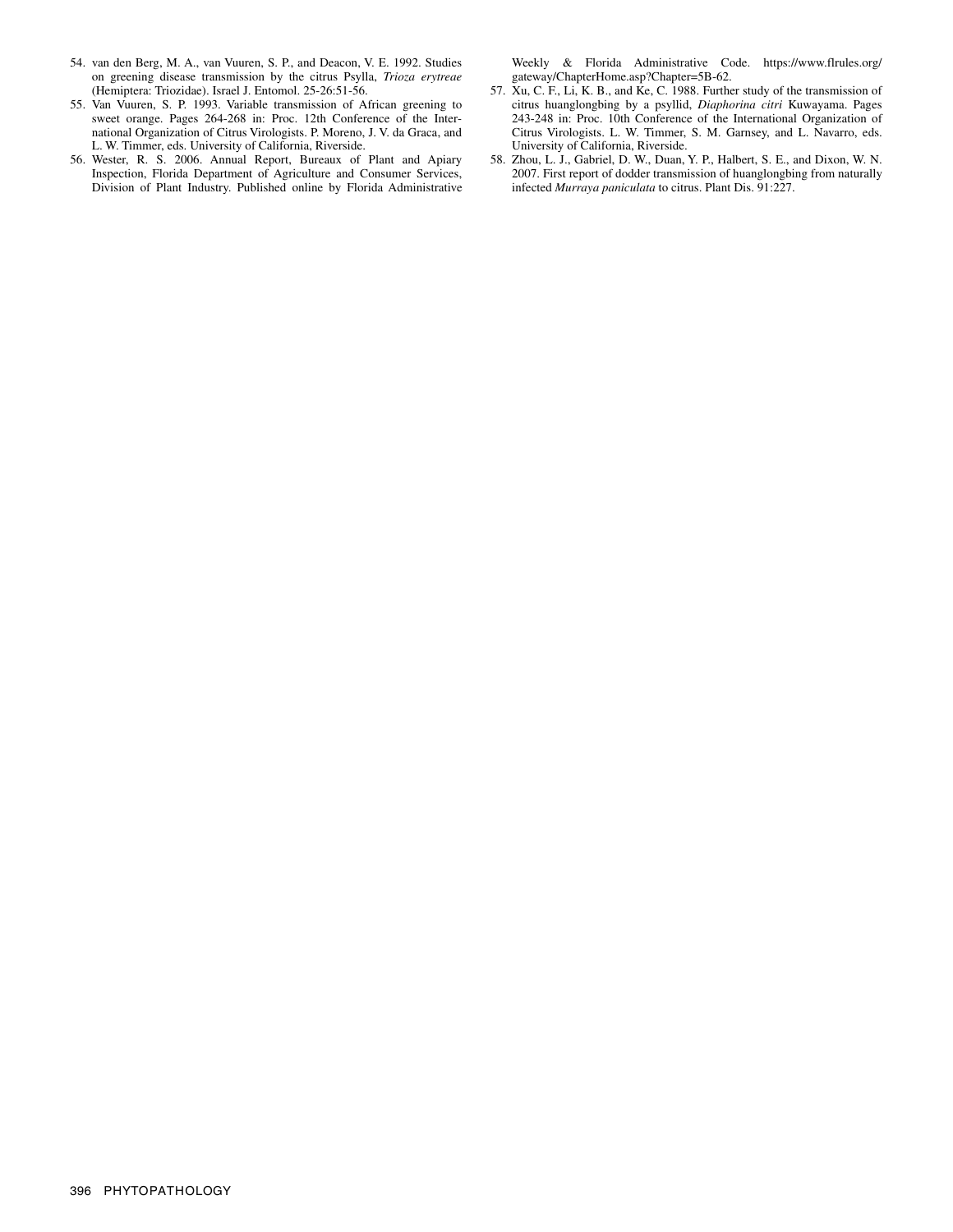54. van den Berg, M. A., van Vuuren, S. P., and Deacon, V. E. 1992. Studies on greening disease transmission by the citrus Psylla, *Trioza erytreae* (Hemiptera: Triozidae). Israel J. Entomol. 25-26:51-56.
55. Van Vuuren, S. P. 1993. Variable transmission of African greening to sweet orange. Pages 264-268 in: Proc. 12th Conference of the International Organization of Citrus Virologists. P. Moreno, J. V. da Graca, and L. W. Timmer, eds. University of California, Riverside.
56. Wester, R. S. 2006. Annual Report, Bureaux of Plant and Apiary Inspection, Florida Department of Agriculture and Consumer Services, Division of Plant Industry. Published online by Florida Administrative Weekly & Florida Administrative Code. https://www.flrules.org/gateway/ChapterHome.asp?Chapter=5B-62.
57. Xu, C. F., Li, K. B., and Ke, C. 1988. Further study of the transmission of citrus huanglongbing by a psyllid, *Diaphorina citri* Kuwayama. Pages 243-248 in: Proc. 10th Conference of the International Organization of Citrus Virologists. L. W. Timmer, S. M. Garnsey, and L. Navarro, eds. University of California, Riverside.
58. Zhou, L. J., Gabriel, D. W., Duan, Y. P., Halbert, S. E., and Dixon, W. N. 2007. First report of dodder transmission of huanglongbing from naturally infected *Murraya paniculata* to citrus. Plant Dis. 91:227.